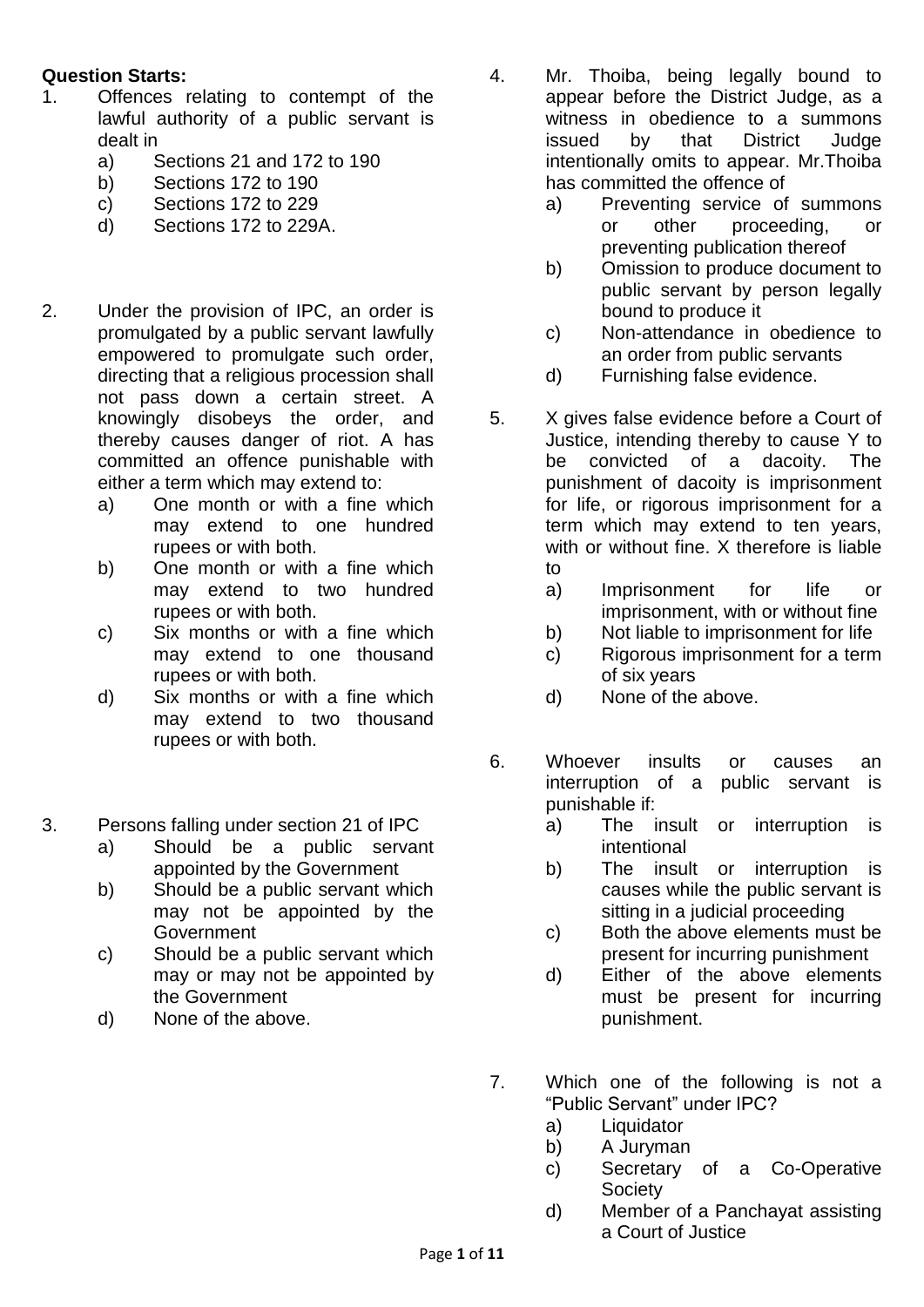**Question Starts:**

1. Offences relating to contempt of the lawful authority of a public servant is dealt in
   a) Sections 21 and 172 to 190
   b) Sections 172 to 190
   c) Sections 172 to 229
   d) Sections 172 to 229A.

2. Under the provision of IPC, an order is promulgated by a public servant lawfully empowered to promulgate such order, directing that a religious procession shall not pass down a certain street. A knowingly disobeys the order, and thereby causes danger of riot. A has committed an offence punishable with either a term which may extend to:
   a) One month or with a fine which may extend to one hundred rupees or with both.
   b) One month or with a fine which may extend to two hundred rupees or with both.
   c) Six months or with a fine which may extend to one thousand rupees or with both.
   d) Six months or with a fine which may extend to two thousand rupees or with both.

3. Persons falling under section 21 of IPC
   a) Should be a public servant appointed by the Government
   b) Should be a public servant which may not be appointed by the Government
   c) Should be a public servant which may or may not be appointed by the Government
   d) None of the above.

4. Mr. Thoiba, being legally bound to appear before the District Judge, as a witness in obedience to a summons issued by that District Judge intentionally omits to appear. Mr.Thoiba has committed the offence of
   a) Preventing service of summons or other proceeding, or preventing publication thereof
   b) Omission to produce document to public servant by person legally bound to produce it
   c) Non-attendance in obedience to an order from public servants
   d) Furnishing false evidence.

5. X gives false evidence before a Court of Justice, intending thereby to cause Y to be convicted of a dacoity. The punishment of dacoity is imprisonment for life, or rigorous imprisonment for a term which may extend to ten years, with or without fine. X therefore is liable to
   a) Imprisonment for life or imprisonment, with or without fine
   b) Not liable to imprisonment for life
   c) Rigorous imprisonment for a term of six years
   d) None of the above.

6. Whoever insults or causes an interruption of a public servant is punishable if:
   a) The insult or interruption is intentional
   b) The insult or interruption is causes while the public servant is sitting in a judicial proceeding
   c) Both the above elements must be present for incurring punishment
   d) Either of the above elements must be present for incurring punishment.

7. Which one of the following is not a "Public Servant" under IPC?
   a) Liquidator
   b) A Juryman
   c) Secretary of a Co-Operative Society
   d) Member of a Panchayat assisting a Court of Justice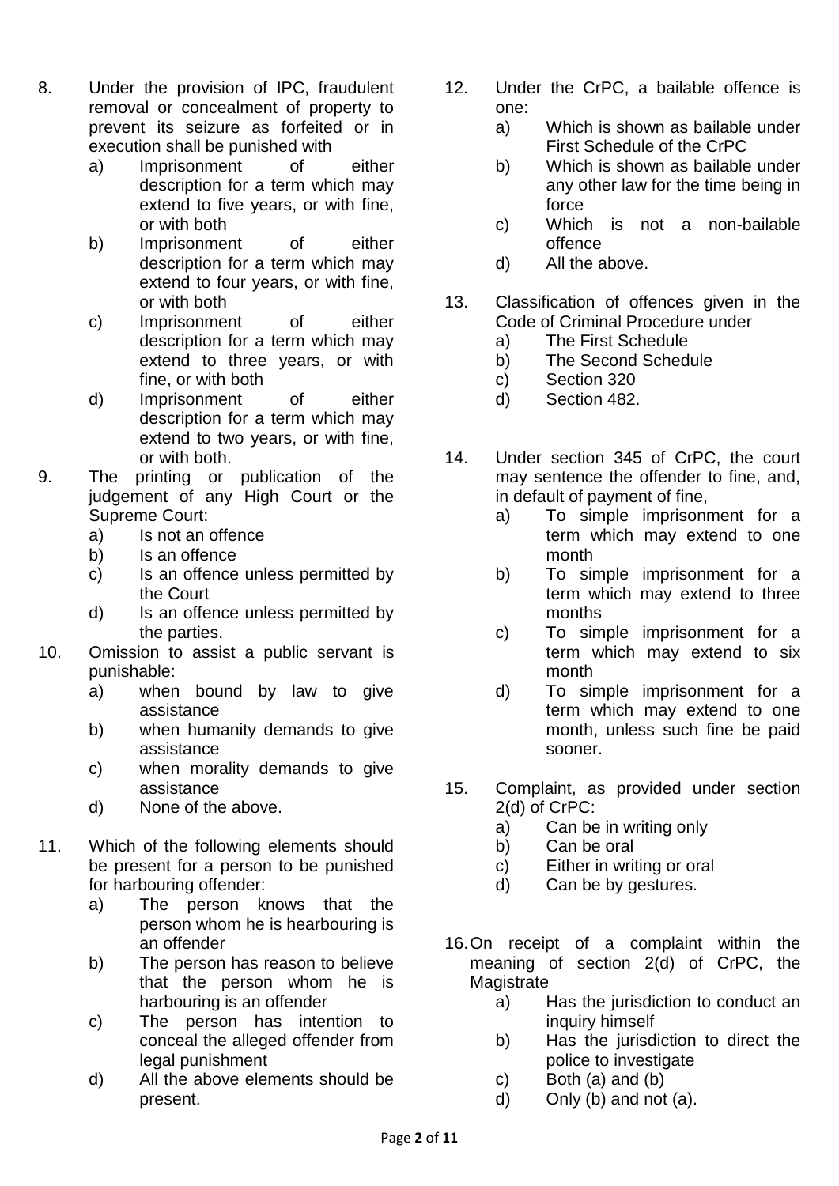8. Under the provision of IPC, fraudulent removal or concealment of property to prevent its seizure as forfeited or in execution shall be punished with
   a) Imprisonment of either description for a term which may extend to five years, or with fine, or with both
   b) Imprisonment of either description for a term which may extend to four years, or with fine, or with both
   c) Imprisonment of either description for a term which may extend to three years, or with fine, or with both
   d) Imprisonment of either description for a term which may extend to two years, or with fine, or with both.

9. The printing or publication of the judgement of any High Court or the Supreme Court:
   a) Is not an offence
   b) Is an offence
   c) Is an offence unless permitted by the Court
   d) Is an offence unless permitted by the parties.

10. Omission to assist a public servant is punishable:
    a) when bound by law to give assistance
    b) when humanity demands to give assistance
    c) when morality demands to give assistance
    d) None of the above.

11. Which of the following elements should be present for a person to be punished for harbouring offender:
    a) The person knows that the person whom he is hearbouring is an offender
    b) The person has reason to believe that the person whom he is harbouring is an offender
    c) The person has intention to conceal the alleged offender from legal punishment
    d) All the above elements should be present.

12. Under the CrPC, a bailable offence is one:
    a) Which is shown as bailable under First Schedule of the CrPC
    b) Which is shown as bailable under any other law for the time being in force
    c) Which is not a non-bailable offence
    d) All the above.

13. Classification of offences given in the Code of Criminal Procedure under
    a) The First Schedule
    b) The Second Schedule
    c) Section 320
    d) Section 482.

14. Under section 345 of CrPC, the court may sentence the offender to fine, and, in default of payment of fine,
    a) To simple imprisonment for a term which may extend to one month
    b) To simple imprisonment for a term which may extend to three months
    c) To simple imprisonment for a term which may extend to six month
    d) To simple imprisonment for a term which may extend to one month, unless such fine be paid sooner.

15. Complaint, as provided under section 2(d) of CrPC:
    a) Can be in writing only
    b) Can be oral
    c) Either in writing or oral
    d) Can be by gestures.

16. On receipt of a complaint within the meaning of section 2(d) of CrPC, the Magistrate
    a) Has the jurisdiction to conduct an inquiry himself
    b) Has the jurisdiction to direct the police to investigate
    c) Both (a) and (b)
    d) Only (b) and not (a).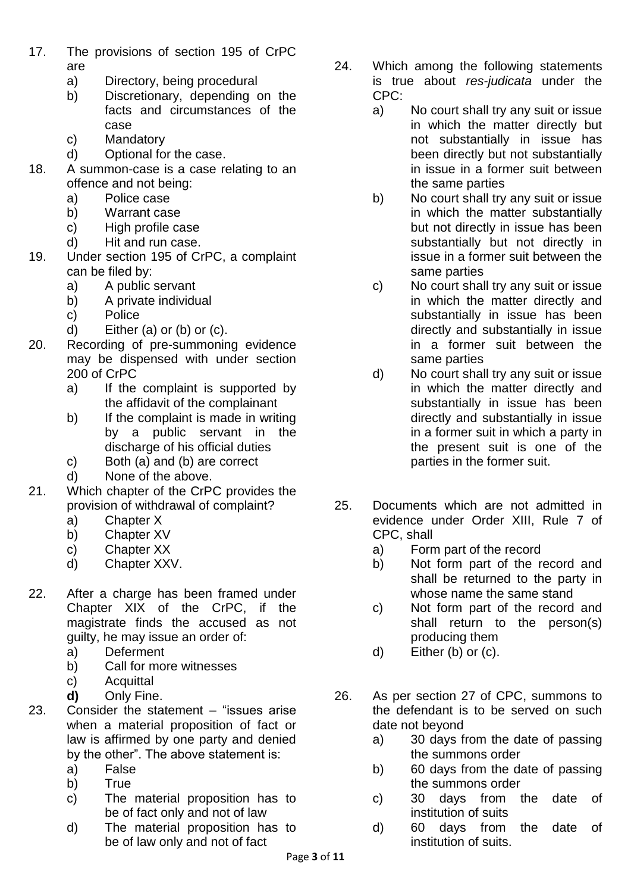17. The provisions of section 195 of CrPC are
    a) Directory, being procedural
    b) Discretionary, depending on the facts and circumstances of the case
    c) Mandatory
    d) Optional for the case.

18. A summon-case is a case relating to an offence and not being:
    a) Police case
    b) Warrant case
    c) High profile case
    d) Hit and run case.

19. Under section 195 of CrPC, a complaint can be filed by:
    a) A public servant
    b) A private individual
    c) Police
    d) Either (a) or (b) or (c).

20. Recording of pre-summoning evidence may be dispensed with under section 200 of CrPC
    a) If the complaint is supported by the affidavit of the complainant
    b) If the complaint is made in writing by a public servant in the discharge of his official duties
    c) Both (a) and (b) are correct
    d) None of the above.

21. Which chapter of the CrPC provides the provision of withdrawal of complaint?
    a) Chapter X
    b) Chapter XV
    c) Chapter XX
    d) Chapter XXV.

22. After a charge has been framed under Chapter XIX of the CrPC, if the magistrate finds the accused as not guilty, he may issue an order of:
    a) Deferment
    b) Call for more witnesses
    c) Acquittal
    **d)** Only Fine.

23. Consider the statement – "issues arise when a material proposition of fact or law is affirmed by one party and denied by the other". The above statement is:
    a) False
    b) True
    c) The material proposition has to be of fact only and not of law
    d) The material proposition has to be of law only and not of fact

24. Which among the following statements is true about *res-judicata* under the CPC:
    a) No court shall try any suit or issue in which the matter directly but not substantially in issue has been directly but not substantially in issue in a former suit between the same parties
    b) No court shall try any suit or issue in which the matter substantially but not directly in issue has been substantially but not directly in issue in a former suit between the same parties
    c) No court shall try any suit or issue in which the matter directly and substantially in issue has been directly and substantially in issue in a former suit between the same parties
    d) No court shall try any suit or issue in which the matter directly and substantially in issue has been directly and substantially in issue in a former suit in which a party in the present suit is one of the parties in the former suit.

25. Documents which are not admitted in evidence under Order XIII, Rule 7 of CPC, shall
    a) Form part of the record
    b) Not form part of the record and shall be returned to the party in whose name the same stand
    c) Not form part of the record and shall return to the person(s) producing them
    d) Either (b) or (c).

26. As per section 27 of CPC, summons to the defendant is to be served on such date not beyond
    a) 30 days from the date of passing the summons order
    b) 60 days from the date of passing the summons order
    c) 30 days from the date of institution of suits
    d) 60 days from the date of institution of suits.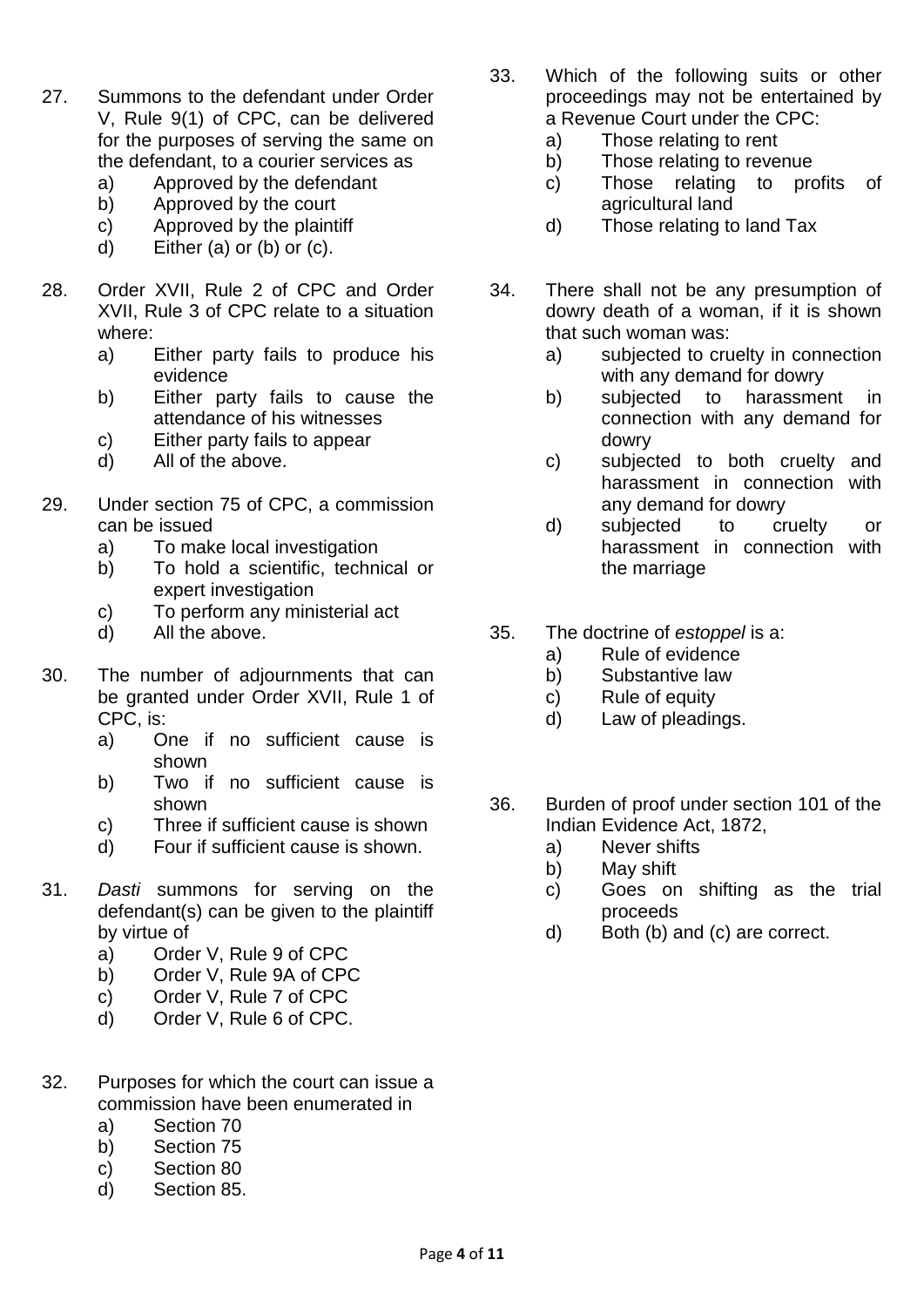27. Summons to the defendant under Order V, Rule 9(1) of CPC, can be delivered for the purposes of serving the same on the defendant, to a courier services as
    a) Approved by the defendant
    b) Approved by the court
    c) Approved by the plaintiff
    d) Either (a) or (b) or (c).

28. Order XVII, Rule 2 of CPC and Order XVII, Rule 3 of CPC relate to a situation where:
    a) Either party fails to produce his evidence
    b) Either party fails to cause the attendance of his witnesses
    c) Either party fails to appear
    d) All of the above.

29. Under section 75 of CPC, a commission can be issued
    a) To make local investigation
    b) To hold a scientific, technical or expert investigation
    c) To perform any ministerial act
    d) All the above.

30. The number of adjournments that can be granted under Order XVII, Rule 1 of CPC, is:
    a) One if no sufficient cause is shown
    b) Two if no sufficient cause is shown
    c) Three if sufficient cause is shown
    d) Four if sufficient cause is shown.

31. *Dasti* summons for serving on the defendant(s) can be given to the plaintiff by virtue of
    a) Order V, Rule 9 of CPC
    b) Order V, Rule 9A of CPC
    c) Order V, Rule 7 of CPC
    d) Order V, Rule 6 of CPC.

32. Purposes for which the court can issue a commission have been enumerated in
    a) Section 70
    b) Section 75
    c) Section 80
    d) Section 85.

33. Which of the following suits or other proceedings may not be entertained by a Revenue Court under the CPC:
    a) Those relating to rent
    b) Those relating to revenue
    c) Those relating to profits of agricultural land
    d) Those relating to land Tax

34. There shall not be any presumption of dowry death of a woman, if it is shown that such woman was:
    a) subjected to cruelty in connection with any demand for dowry
    b) subjected to harassment in connection with any demand for dowry
    c) subjected to both cruelty and harassment in connection with any demand for dowry
    d) subjected to cruelty or harassment in connection with the marriage

35. The doctrine of *estoppel* is a:
    a) Rule of evidence
    b) Substantive law
    c) Rule of equity
    d) Law of pleadings.

36. Burden of proof under section 101 of the Indian Evidence Act, 1872,
    a) Never shifts
    b) May shift
    c) Goes on shifting as the trial proceeds
    d) Both (b) and (c) are correct.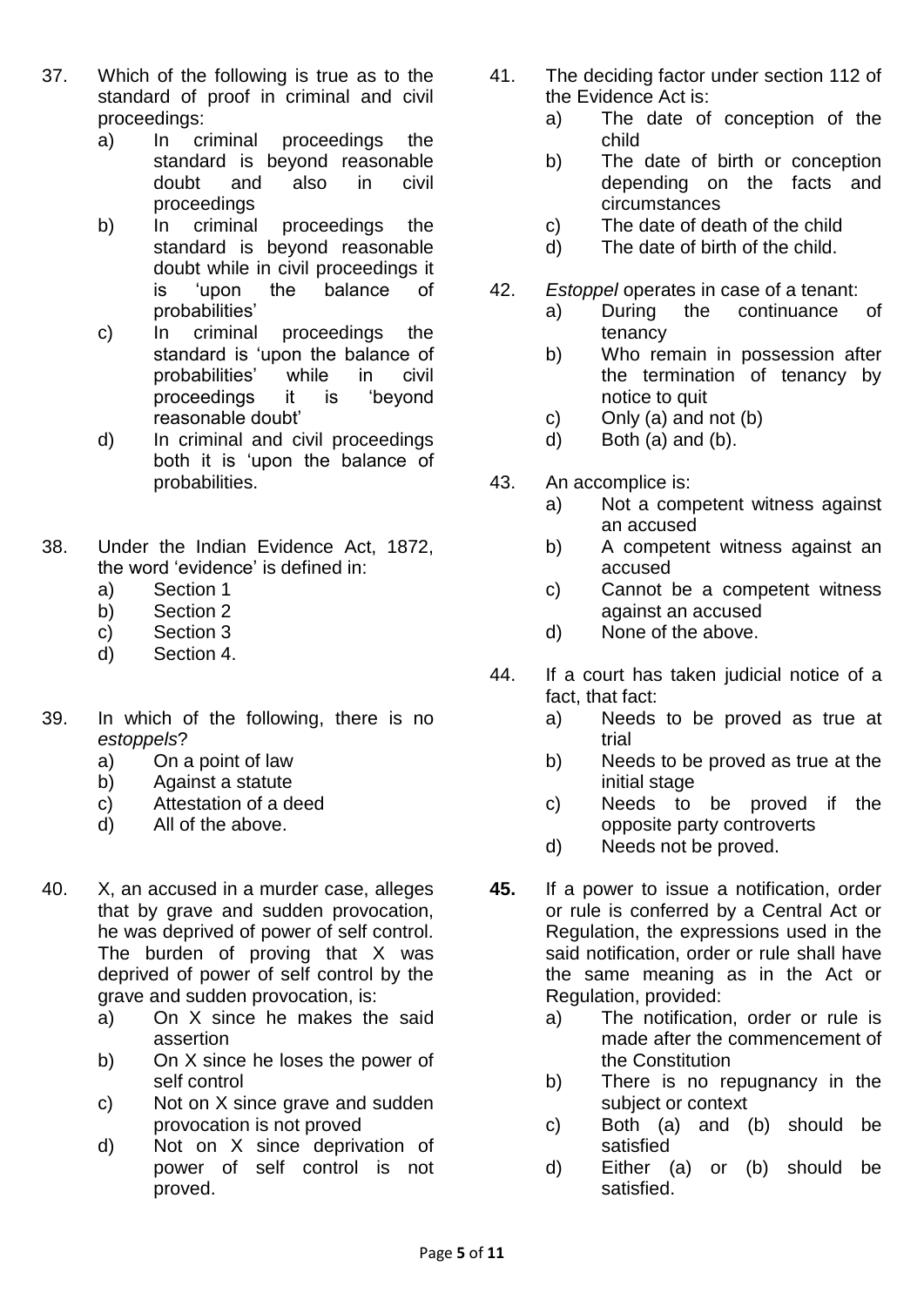37. Which of the following is true as to the standard of proof in criminal and civil proceedings:
    a) In criminal proceedings the standard is beyond reasonable doubt and also in civil proceedings
    b) In criminal proceedings the standard is beyond reasonable doubt while in civil proceedings it is 'upon the balance of probabilities'
    c) In criminal proceedings the standard is 'upon the balance of probabilities' while in civil proceedings it is 'beyond reasonable doubt'
    d) In criminal and civil proceedings both it is 'upon the balance of probabilities.

38. Under the Indian Evidence Act, 1872, the word 'evidence' is defined in:
    a) Section 1
    b) Section 2
    c) Section 3
    d) Section 4.

39. In which of the following, there is no *estoppels*?
    a) On a point of law
    b) Against a statute
    c) Attestation of a deed
    d) All of the above.

40. X, an accused in a murder case, alleges that by grave and sudden provocation, he was deprived of power of self control. The burden of proving that X was deprived of power of self control by the grave and sudden provocation, is:
    a) On X since he makes the said assertion
    b) On X since he loses the power of self control
    c) Not on X since grave and sudden provocation is not proved
    d) Not on X since deprivation of power of self control is not proved.

41. The deciding factor under section 112 of the Evidence Act is:
    a) The date of conception of the child
    b) The date of birth or conception depending on the facts and circumstances
    c) The date of death of the child
    d) The date of birth of the child.

42. *Estoppel* operates in case of a tenant:
    a) During the continuance of tenancy
    b) Who remain in possession after the termination of tenancy by notice to quit
    c) Only (a) and not (b)
    d) Both (a) and (b).

43. An accomplice is:
    a) Not a competent witness against an accused
    b) A competent witness against an accused
    c) Cannot be a competent witness against an accused
    d) None of the above.

44. If a court has taken judicial notice of a fact, that fact:
    a) Needs to be proved as true at trial
    b) Needs to be proved as true at the initial stage
    c) Needs to be proved if the opposite party controverts
    d) Needs not be proved.

**45.** If a power to issue a notification, order or rule is conferred by a Central Act or Regulation, the expressions used in the said notification, order or rule shall have the same meaning as in the Act or Regulation, provided:
    a) The notification, order or rule is made after the commencement of the Constitution
    b) There is no repugnancy in the subject or context
    c) Both (a) and (b) should be satisfied
    d) Either (a) or (b) should be satisfied.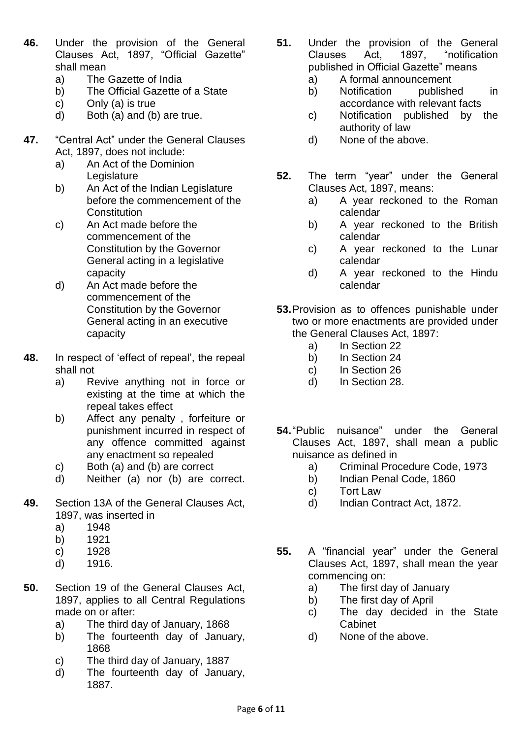**46.** Under the provision of the General Clauses Act, 1897, "Official Gazette" shall mean

a) The Gazette of India
b) The Official Gazette of a State
c) Only (a) is true
d) Both (a) and (b) are true.

**47.** "Central Act" under the General Clauses Act, 1897, does not include:

a) An Act of the Dominion Legislature
b) An Act of the Indian Legislature before the commencement of the Constitution
c) An Act made before the commencement of the Constitution by the Governor General acting in a legislative capacity
d) An Act made before the commencement of the Constitution by the Governor General acting in an executive capacity

**48.** In respect of 'effect of repeal', the repeal shall not

a) Revive anything not in force or existing at the time at which the repeal takes effect
b) Affect any penalty , forfeiture or punishment incurred in respect of any offence committed against any enactment so repealed
c) Both (a) and (b) are correct
d) Neither (a) nor (b) are correct.

**49.** Section 13A of the General Clauses Act, 1897, was inserted in

a) 1948
b) 1921
c) 1928
d) 1916.

**50.** Section 19 of the General Clauses Act, 1897, applies to all Central Regulations made on or after:

a) The third day of January, 1868
b) The fourteenth day of January, 1868
c) The third day of January, 1887
d) The fourteenth day of January, 1887.

**51.** Under the provision of the General Clauses Act, 1897, "notification published in Official Gazette" means

a) A formal announcement
b) Notification published in accordance with relevant facts
c) Notification published by the authority of law
d) None of the above.

**52.** The term "year" under the General Clauses Act, 1897, means:

a) A year reckoned to the Roman calendar
b) A year reckoned to the British calendar
c) A year reckoned to the Lunar calendar
d) A year reckoned to the Hindu calendar

**53.** Provision as to offences punishable under two or more enactments are provided under the General Clauses Act, 1897:

a) In Section 22
b) In Section 24
c) In Section 26
d) In Section 28.

**54.** "Public nuisance" under the General Clauses Act, 1897, shall mean a public nuisance as defined in

a) Criminal Procedure Code, 1973
b) Indian Penal Code, 1860
c) Tort Law
d) Indian Contract Act, 1872.

**55.** A "financial year" under the General Clauses Act, 1897, shall mean the year commencing on:

a) The first day of January
b) The first day of April
c) The day decided in the State Cabinet
d) None of the above.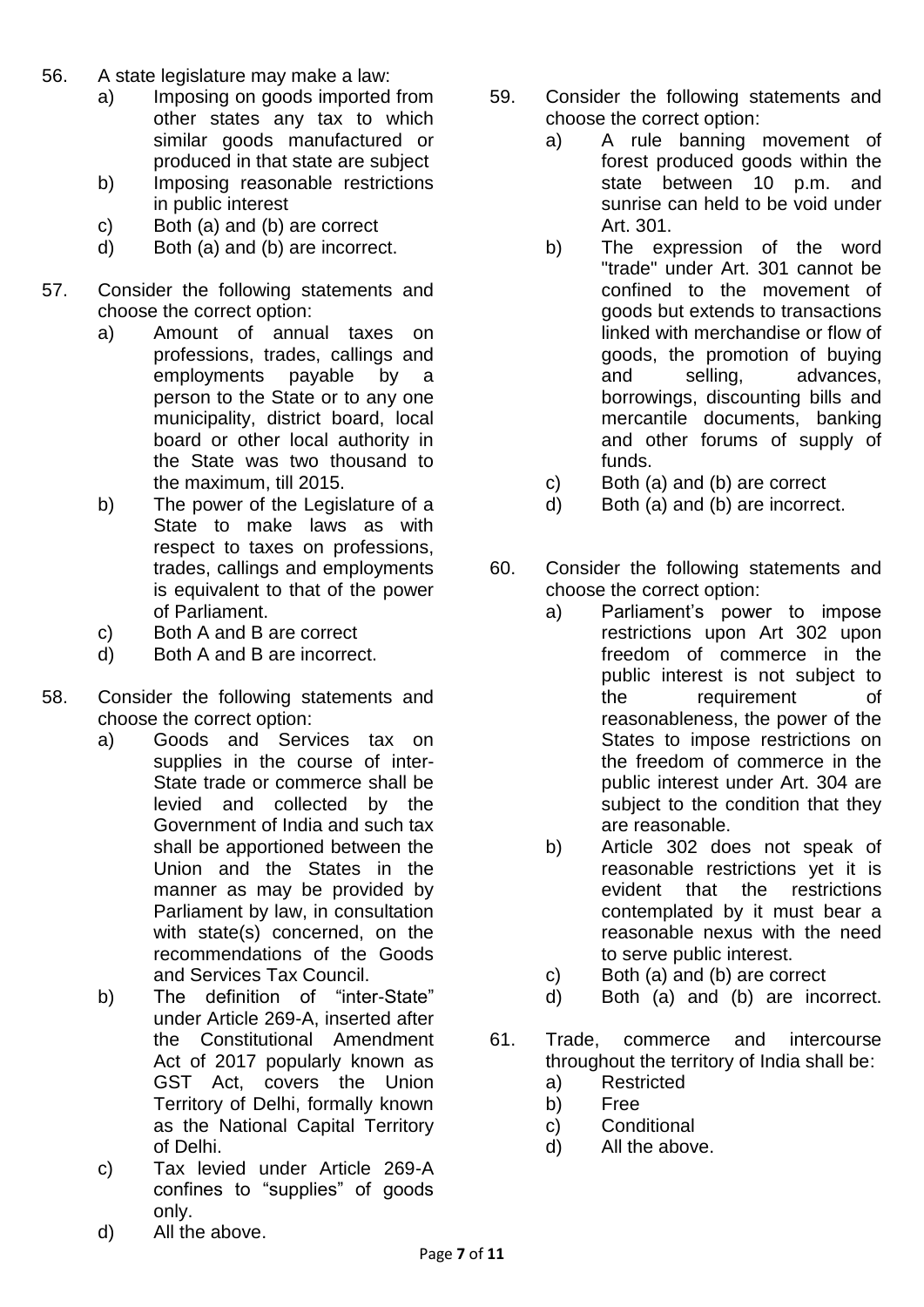56. A state legislature may make a law:
    a) Imposing on goods imported from other states any tax to which similar goods manufactured or produced in that state are subject
    b) Imposing reasonable restrictions in public interest
    c) Both (a) and (b) are correct
    d) Both (a) and (b) are incorrect.

57. Consider the following statements and choose the correct option:
    a) Amount of annual taxes on professions, trades, callings and employments payable by a person to the State or to any one municipality, district board, local board or other local authority in the State was two thousand to the maximum, till 2015.
    b) The power of the Legislature of a State to make laws as with respect to taxes on professions, trades, callings and employments is equivalent to that of the power of Parliament.
    c) Both A and B are correct
    d) Both A and B are incorrect.

58. Consider the following statements and choose the correct option:
    a) Goods and Services tax on supplies in the course of inter-State trade or commerce shall be levied and collected by the Government of India and such tax shall be apportioned between the Union and the States in the manner as may be provided by Parliament by law, in consultation with state(s) concerned, on the recommendations of the Goods and Services Tax Council.
    b) The definition of "inter-State" under Article 269-A, inserted after the Constitutional Amendment Act of 2017 popularly known as GST Act, covers the Union Territory of Delhi, formally known as the National Capital Territory of Delhi.
    c) Tax levied under Article 269-A confines to "supplies" of goods only.
    d) All the above.

59. Consider the following statements and choose the correct option:
    a) A rule banning movement of forest produced goods within the state between 10 p.m. and sunrise can held to be void under Art. 301.
    b) The expression of the word "trade" under Art. 301 cannot be confined to the movement of goods but extends to transactions linked with merchandise or flow of goods, the promotion of buying and selling, advances, borrowings, discounting bills and mercantile documents, banking and other forums of supply of funds.
    c) Both (a) and (b) are correct
    d) Both (a) and (b) are incorrect.

60. Consider the following statements and choose the correct option:
    a) Parliament's power to impose restrictions upon Art 302 upon freedom of commerce in the public interest is not subject to the requirement of reasonableness, the power of the States to impose restrictions on the freedom of commerce in the public interest under Art. 304 are subject to the condition that they are reasonable.
    b) Article 302 does not speak of reasonable restrictions yet it is evident that the restrictions contemplated by it must bear a reasonable nexus with the need to serve public interest.
    c) Both (a) and (b) are correct
    d) Both (a) and (b) are incorrect.

61. Trade, commerce and intercourse throughout the territory of India shall be:
    a) Restricted
    b) Free
    c) Conditional
    d) All the above.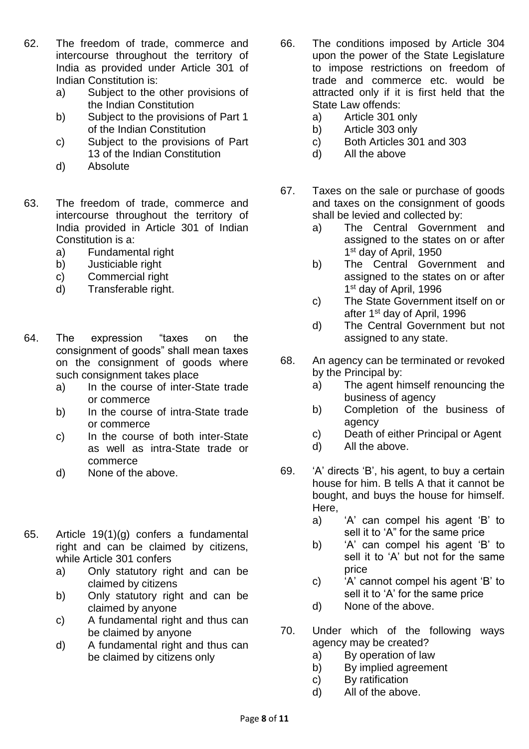62. The freedom of trade, commerce and intercourse throughout the territory of India as provided under Article 301 of Indian Constitution is:
    a) Subject to the other provisions of the Indian Constitution
    b) Subject to the provisions of Part 1 of the Indian Constitution
    c) Subject to the provisions of Part 13 of the Indian Constitution
    d) Absolute

63. The freedom of trade, commerce and intercourse throughout the territory of India provided in Article 301 of Indian Constitution is a:
    a) Fundamental right
    b) Justiciable right
    c) Commercial right
    d) Transferable right.

64. The expression "taxes on the consignment of goods" shall mean taxes on the consignment of goods where such consignment takes place
    a) In the course of inter-State trade or commerce
    b) In the course of intra-State trade or commerce
    c) In the course of both inter-State as well as intra-State trade or commerce
    d) None of the above.

65. Article 19(1)(g) confers a fundamental right and can be claimed by citizens, while Article 301 confers
    a) Only statutory right and can be claimed by citizens
    b) Only statutory right and can be claimed by anyone
    c) A fundamental right and thus can be claimed by anyone
    d) A fundamental right and thus can be claimed by citizens only

66. The conditions imposed by Article 304 upon the power of the State Legislature to impose restrictions on freedom of trade and commerce etc. would be attracted only if it is first held that the State Law offends:
    a) Article 301 only
    b) Article 303 only
    c) Both Articles 301 and 303
    d) All the above

67. Taxes on the sale or purchase of goods and taxes on the consignment of goods shall be levied and collected by:
    a) The Central Government and assigned to the states on or after 1st day of April, 1950
    b) The Central Government and assigned to the states on or after 1st day of April, 1996
    c) The State Government itself on or after 1st day of April, 1996
    d) The Central Government but not assigned to any state.

68. An agency can be terminated or revoked by the Principal by:
    a) The agent himself renouncing the business of agency
    b) Completion of the business of agency
    c) Death of either Principal or Agent
    d) All the above.

69. 'A' directs 'B', his agent, to buy a certain house for him. B tells A that it cannot be bought, and buys the house for himself. Here,
    a) 'A' can compel his agent 'B' to sell it to 'A" for the same price
    b) 'A' can compel his agent 'B' to sell it to 'A' but not for the same price
    c) 'A' cannot compel his agent 'B' to sell it to 'A' for the same price
    d) None of the above.

70. Under which of the following ways agency may be created?
    a) By operation of law
    b) By implied agreement
    c) By ratification
    d) All of the above.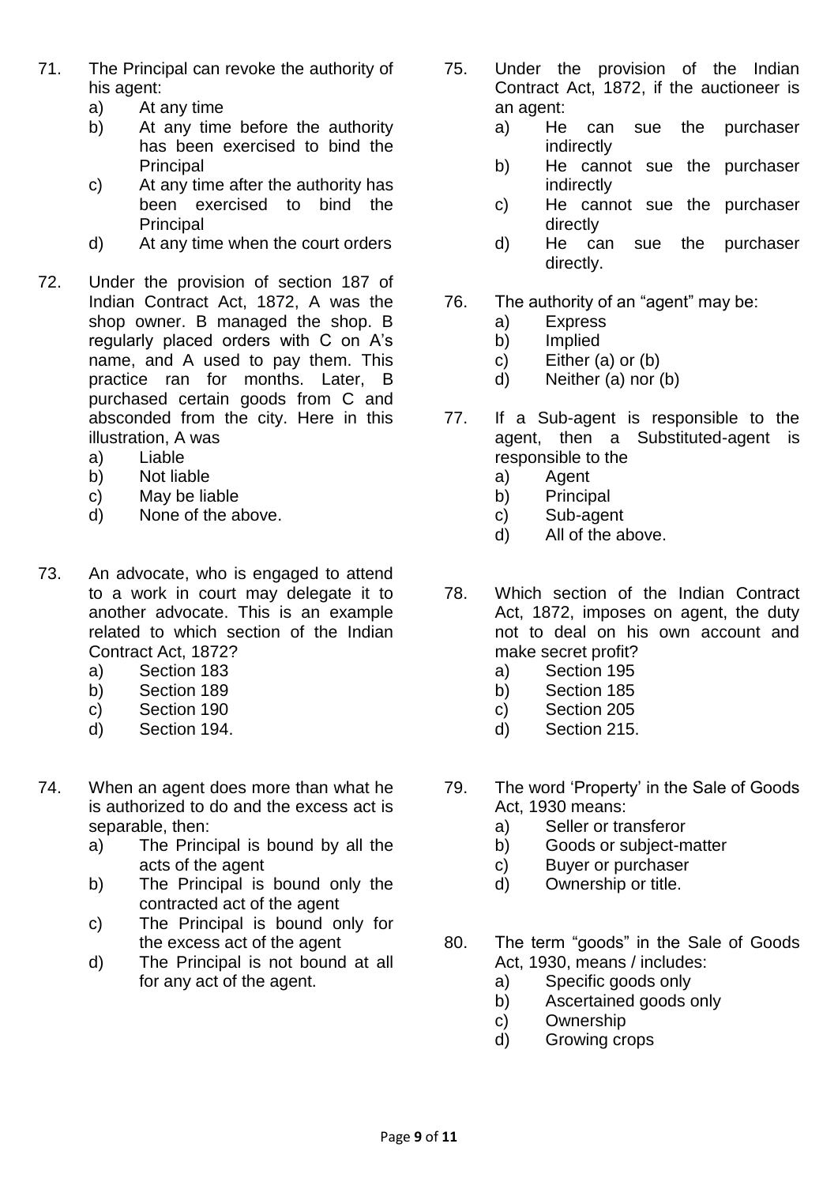71. The Principal can revoke the authority of his agent:
    a) At any time
    b) At any time before the authority has been exercised to bind the Principal
    c) At any time after the authority has been exercised to bind the Principal
    d) At any time when the court orders

72. Under the provision of section 187 of Indian Contract Act, 1872, A was the shop owner. B managed the shop. B regularly placed orders with C on A's name, and A used to pay them. This practice ran for months. Later, B purchased certain goods from C and absconded from the city. Here in this illustration, A was
    a) Liable
    b) Not liable
    c) May be liable
    d) None of the above.

73. An advocate, who is engaged to attend to a work in court may delegate it to another advocate. This is an example related to which section of the Indian Contract Act, 1872?
    a) Section 183
    b) Section 189
    c) Section 190
    d) Section 194.

74. When an agent does more than what he is authorized to do and the excess act is separable, then:
    a) The Principal is bound by all the acts of the agent
    b) The Principal is bound only the contracted act of the agent
    c) The Principal is bound only for the excess act of the agent
    d) The Principal is not bound at all for any act of the agent.

75. Under the provision of the Indian Contract Act, 1872, if the auctioneer is an agent:
    a) He can sue the purchaser indirectly
    b) He cannot sue the purchaser indirectly
    c) He cannot sue the purchaser directly
    d) He can sue the purchaser directly.

76. The authority of an "agent" may be:
    a) Express
    b) Implied
    c) Either (a) or (b)
    d) Neither (a) nor (b)

77. If a Sub-agent is responsible to the agent, then a Substituted-agent is responsible to the
    a) Agent
    b) Principal
    c) Sub-agent
    d) All of the above.

78. Which section of the Indian Contract Act, 1872, imposes on agent, the duty not to deal on his own account and make secret profit?
    a) Section 195
    b) Section 185
    c) Section 205
    d) Section 215.

79. The word 'Property' in the Sale of Goods Act, 1930 means:
    a) Seller or transferor
    b) Goods or subject-matter
    c) Buyer or purchaser
    d) Ownership or title.

80. The term "goods" in the Sale of Goods Act, 1930, means / includes:
    a) Specific goods only
    b) Ascertained goods only
    c) Ownership
    d) Growing crops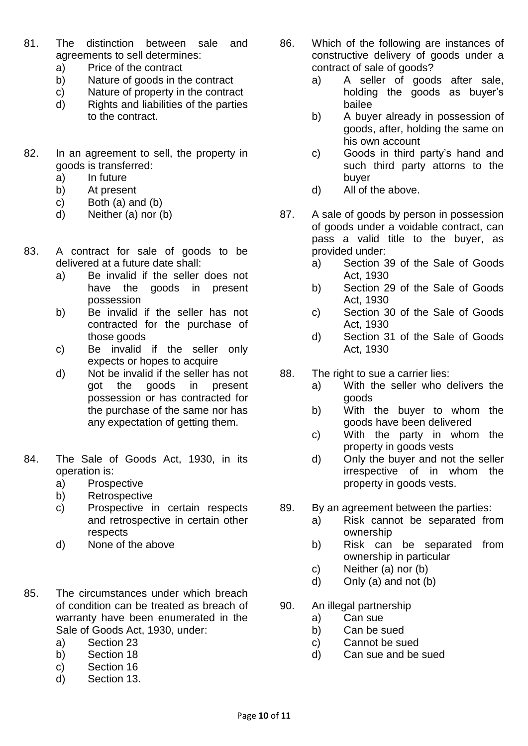81. The distinction between sale and agreements to sell determines:
    a) Price of the contract
    b) Nature of goods in the contract
    c) Nature of property in the contract
    d) Rights and liabilities of the parties to the contract.

82. In an agreement to sell, the property in goods is transferred:
    a) In future
    b) At present
    c) Both (a) and (b)
    d) Neither (a) nor (b)

83. A contract for sale of goods to be delivered at a future date shall:
    a) Be invalid if the seller does not have the goods in present possession
    b) Be invalid if the seller has not contracted for the purchase of those goods
    c) Be invalid if the seller only expects or hopes to acquire
    d) Not be invalid if the seller has not got the goods in present possession or has contracted for the purchase of the same nor has any expectation of getting them.

84. The Sale of Goods Act, 1930, in its operation is:
    a) Prospective
    b) Retrospective
    c) Prospective in certain respects and retrospective in certain other respects
    d) None of the above

85. The circumstances under which breach of condition can be treated as breach of warranty have been enumerated in the Sale of Goods Act, 1930, under:
    a) Section 23
    b) Section 18
    c) Section 16
    d) Section 13.

86. Which of the following are instances of constructive delivery of goods under a contract of sale of goods?
    a) A seller of goods after sale, holding the goods as buyer's bailee
    b) A buyer already in possession of goods, after, holding the same on his own account
    c) Goods in third party's hand and such third party attorns to the buyer
    d) All of the above.

87. A sale of goods by person in possession of goods under a voidable contract, can pass a valid title to the buyer, as provided under:
    a) Section 39 of the Sale of Goods Act, 1930
    b) Section 29 of the Sale of Goods Act, 1930
    c) Section 30 of the Sale of Goods Act, 1930
    d) Section 31 of the Sale of Goods Act, 1930

88. The right to sue a carrier lies:
    a) With the seller who delivers the goods
    b) With the buyer to whom the goods have been delivered
    c) With the party in whom the property in goods vests
    d) Only the buyer and not the seller irrespective of in whom the property in goods vests.

89. By an agreement between the parties:
    a) Risk cannot be separated from ownership
    b) Risk can be separated from ownership in particular
    c) Neither (a) nor (b)
    d) Only (a) and not (b)

90. An illegal partnership
    a) Can sue
    b) Can be sued
    c) Cannot be sued
    d) Can sue and be sued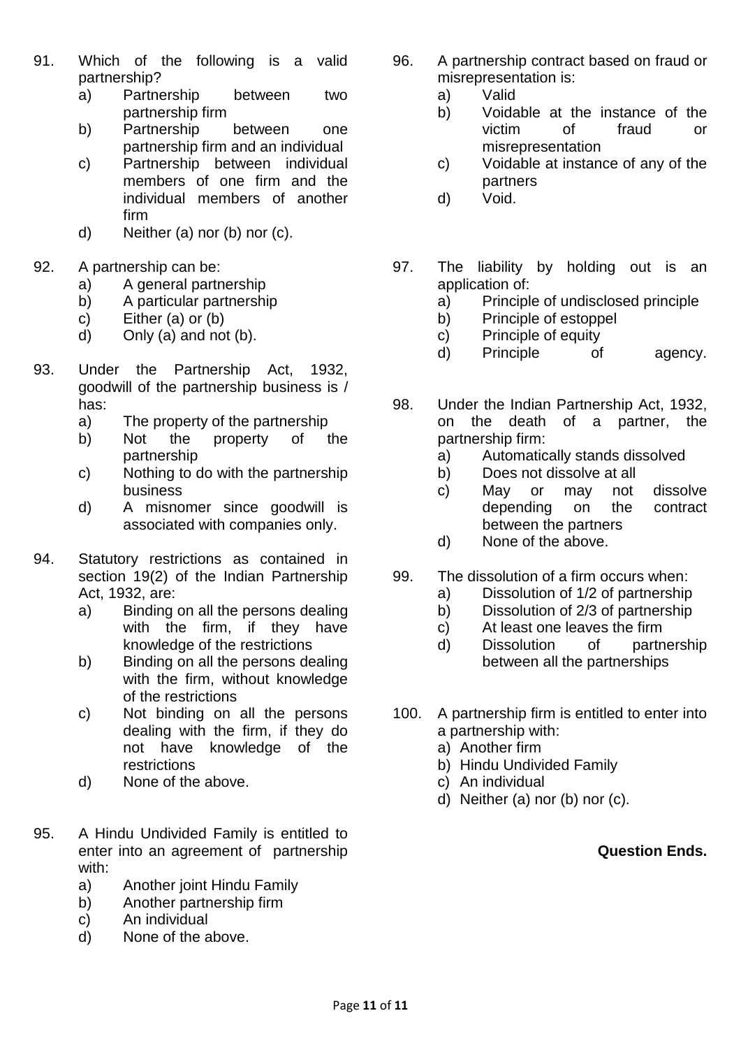91. Which of the following is a valid partnership?
    a) Partnership between two partnership firm
    b) Partnership between one partnership firm and an individual
    c) Partnership between individual members of one firm and the individual members of another firm
    d) Neither (a) nor (b) nor (c).

92. A partnership can be:
    a) A general partnership
    b) A particular partnership
    c) Either (a) or (b)
    d) Only (a) and not (b).

93. Under the Partnership Act, 1932, goodwill of the partnership business is / has:
    a) The property of the partnership
    b) Not the property of the partnership
    c) Nothing to do with the partnership business
    d) A misnomer since goodwill is associated with companies only.

94. Statutory restrictions as contained in section 19(2) of the Indian Partnership Act, 1932, are:
    a) Binding on all the persons dealing with the firm, if they have knowledge of the restrictions
    b) Binding on all the persons dealing with the firm, without knowledge of the restrictions
    c) Not binding on all the persons dealing with the firm, if they do not have knowledge of the restrictions
    d) None of the above.

95. A Hindu Undivided Family is entitled to enter into an agreement of partnership with:
    a) Another joint Hindu Family
    b) Another partnership firm
    c) An individual
    d) None of the above.

96. A partnership contract based on fraud or misrepresentation is:
    a) Valid
    b) Voidable at the instance of the victim of fraud or misrepresentation
    c) Voidable at instance of any of the partners
    d) Void.

97. The liability by holding out is an application of:
    a) Principle of undisclosed principle
    b) Principle of estoppel
    c) Principle of equity
    d) Principle of agency.

98. Under the Indian Partnership Act, 1932, on the death of a partner, the partnership firm:
    a) Automatically stands dissolved
    b) Does not dissolve at all
    c) May or may not dissolve depending on the contract between the partners
    d) None of the above.

99. The dissolution of a firm occurs when:
    a) Dissolution of 1/2 of partnership
    b) Dissolution of 2/3 of partnership
    c) At least one leaves the firm
    d) Dissolution of partnership between all the partnerships

100. A partnership firm is entitled to enter into a partnership with:
    a) Another firm
    b) Hindu Undivided Family
    c) An individual
    d) Neither (a) nor (b) nor (c).

**Question Ends.**